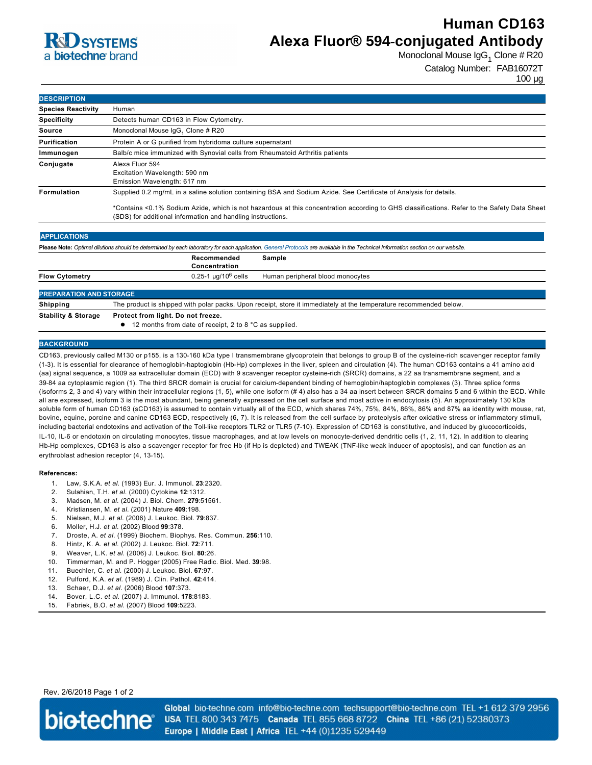# Human CD163 Alexa Fluor® 594-conjugated Antibody

Monoclonal Mouse $IgG_1$ Clone # R20

Catalog Number: FAB16072T

100 µg

## DESCRIPTION

| | |
|---|---|
| **Species Reactivity** | Human |
| **Specificity** | Detects human CD163 in Flow Cytometry. |
| **Source** | Monoclonal Mouse $IgG_1$ Clone # R20 |
| **Purification** | Protein A or G purified from hybridoma culture supernatant |
| **Immunogen** | Balb/c mice immunized with Synovial cells from Rheumatoid Arthritis patients |
| **Conjugate** | Alexa Fluor 594<br>Excitation Wavelength: 590 nm<br>Emission Wavelength: 617 nm |
| **Formulation** | Supplied 0.2 mg/mL in a saline solution containing BSA and Sodium Azide. See Certificate of Analysis for details.<br><br>*Contains <0.1% Sodium Azide, which is not hazardous at this concentration according to GHS classifications. Refer to the Safety Data Sheet (SDS) for additional information and handling instructions. |

## APPLICATIONS

**Please Note:** *Optimal dilutions should be determined by each laboratory for each application. General Protocols are available in the Technical Information section on our website.*

| | Recommended Concentration | Sample |
|---|---|---|
| **Flow Cytometry** | 0.25-1 µg/$10^6$ cells | Human peripheral blood monocytes |

## PREPARATION AND STORAGE

| | |
|---|---|
| **Shipping** | The product is shipped with polar packs. Upon receipt, store it immediately at the temperature recommended below. |
| **Stability & Storage** | **Protect from light. Do not freeze.**<br>● 12 months from date of receipt, 2 to 8 °C as supplied. |

## BACKGROUND

CD163, previously called M130 or p155, is a 130-160 kDa type I transmembrane glycoprotein that belongs to group B of the cysteine-rich scavenger receptor family (1-3). It is essential for clearance of hemoglobin-haptoglobin (Hb-Hp) complexes in the liver, spleen and circulation (4). The human CD163 contains a 41 amino acid (aa) signal sequence, a 1009 aa extracellular domain (ECD) with 9 scavenger receptor cysteine-rich (SRCR) domains, a 22 aa transmembrane segment, and a 39-84 aa cytoplasmic region (1). The third SRCR domain is crucial for calcium-dependent binding of hemoglobin/haptoglobin complexes (3). Three splice forms (isoforms 2, 3 and 4) vary within their intracellular regions (1, 5), while one isoform (# 4) also has a 34 aa insert between SRCR domains 5 and 6 within the ECD. While all are expressed, isoform 3 is the most abundant, being generally expressed on the cell surface and most active in endocytosis (5). An approximately 130 kDa soluble form of human CD163 (sCD163) is assumed to contain virtually all of the ECD, which shares 74%, 75%, 84%, 86%, 86% and 87% aa identity with mouse, rat, bovine, equine, porcine and canine CD163 ECD, respectively (6, 7). It is released from the cell surface by proteolysis after oxidative stress or inflammatory stimuli, including bacterial endotoxins and activation of the Toll-like receptors TLR2 or TLR5 (7-10). Expression of CD163 is constitutive, and induced by glucocorticoids, IL-10, IL-6 or endotoxin on circulating monocytes, tissue macrophages, and at low levels on monocyte-derived dendritic cells (1, 2, 11, 12). In addition to clearing Hb-Hp complexes, CD163 is also a scavenger receptor for free Hb (if Hp is depleted) and TWEAK (TNF-like weak inducer of apoptosis), and can function as an erythroblast adhesion receptor (4, 13-15).

**References:**

1. Law, S.K.A. *et al.* (1993) Eur. J. Immunol. **23**:2320.
2. Sulahian, T.H. *et al.* (2000) Cytokine **12**:1312.
3. Madsen, M. *et al.* (2004) J. Biol. Chem. **279**:51561.
4. Kristiansen, M. *et al.* (2001) Nature **409**:198.
5. Nielsen, M.J. *et al.* (2006) J. Leukoc. Biol. **79**:837.
6. Moller, H.J. *et al.* (2002) Blood **99**:378.
7. Droste, A. *et al.* (1999) Biochem. Biophys. Res. Commun. **256**:110.
8. Hintz, K. A. *et al.* (2002) J. Leukoc. Biol. **72**:711.
9. Weaver, L.K. *et al.* (2006) J. Leukoc. Biol. **80**:26.
10. Timmerman, M. and P. Hogger (2005) Free Radic. Biol. Med. **39**:98.
11. Buechler, C. *et al.* (2000) J. Leukoc. Biol. **67**:97.
12. Pulford, K.A. *et al.* (1989) J. Clin. Pathol. **42**:414.
13. Schaer, D.J. *et al.* (2006) Blood **107**:373.
14. Bover, L.C. *et al.* (2007) J. Immunol. **178**:8183.
15. Fabriek, B.O. *et al.* (2007) Blood **109**:5223.

Rev. 2/6/2018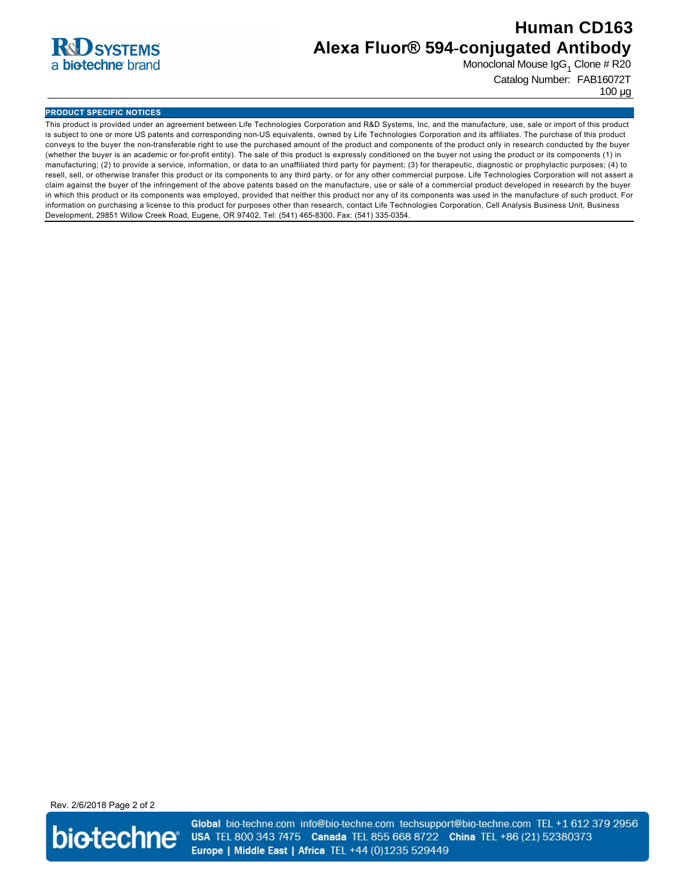# Human CD163 Alexa Fluor® 594-conjugated Antibody

Monoclonal Mouse $IgG_1$ Clone # R20

Catalog Number: FAB16072T

100 µg

## PRODUCT SPECIFIC NOTICES

This product is provided under an agreement between Life Technologies Corporation and R&D Systems, Inc, and the manufacture, use, sale or import of this product is subject to one or more US patents and corresponding non-US equivalents, owned by Life Technologies Corporation and its affiliates. The purchase of this product conveys to the buyer the non-transferable right to use the purchased amount of the product and components of the product only in research conducted by the buyer (whether the buyer is an academic or for-profit entity). The sale of this product is expressly conditioned on the buyer not using the product or its components (1) in manufacturing; (2) to provide a service, information, or data to an unaffiliated third party for payment; (3) for therapeutic, diagnostic or prophylactic purposes; (4) to resell, sell, or otherwise transfer this product or its components to any third party, or for any other commercial purpose. Life Technologies Corporation will not assert a claim against the buyer of the infringement of the above patents based on the manufacture, use or sale of a commercial product developed in research by the buyer in which this product or its components was employed, provided that neither this product nor any of its components was used in the manufacture of such product. For information on purchasing a license to this product for purposes other than research, contact Life Technologies Corporation, Cell Analysis Business Unit, Business Development, 29851 Willow Creek Road, Eugene, OR 97402, Tel: (541) 465-8300. Fax: (541) 335-0354.

Rev. 2/6/2018

**Global** bio-techne.com info@bio-techne.com techsupport@bio-techne.com TEL +1 612 379 2956
**USA** TEL 800 343 7475 **Canada** TEL 855 668 8722 **China** TEL +86 (21) 52380373
**Europe | Middle East | Africa** TEL +44 (0)1235 529449